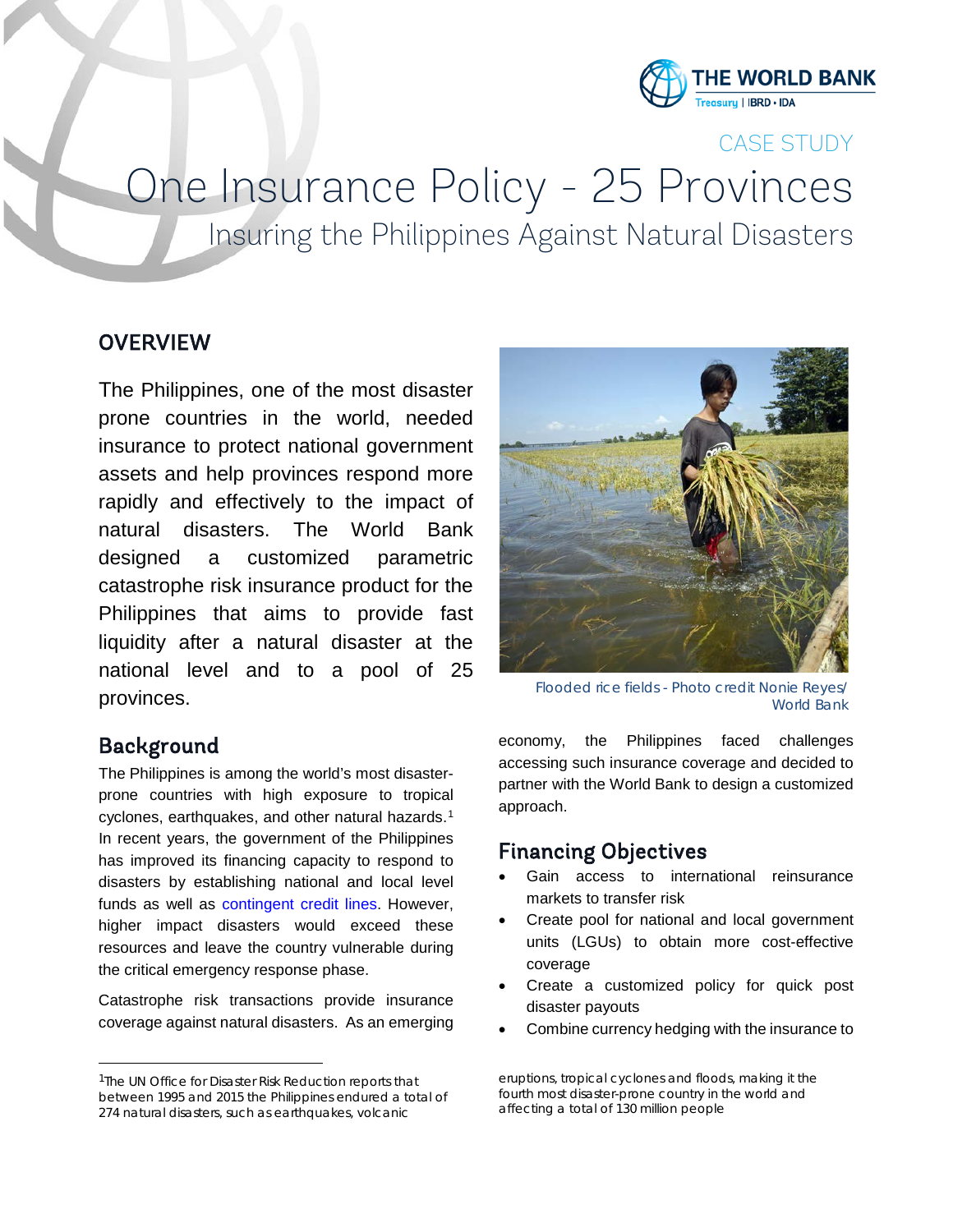CASE STUDY

# One Insurance Policy - 25 Provinces

## Insuring the Philippines Against Natural Disasters

## OVERVIEW

The Philippines, one of the most disaster prone countries in the world, needed insurance to protect national government assets and help provinces respond more rapidly and effectively to the impact of natural disasters. The World Bank designed a customized parametric catastrophe risk insurance product for the Philippines that aims to provide fast liquidity after a natural disaster at the national level and to a pool of 25 provinces.

Flooded rice fields - Photo credit Nonie Reyes/ World Bank

## Background

The Philippines is among the world's most disaster-prone countries with high exposure to tropical cyclones, earthquakes, and other natural hazards.[1] In recent years, the government of the Philippines has improved its financing capacity to respond to disasters by establishing national and local level funds as well as contingent credit lines. However, higher impact disasters would exceed these resources and leave the country vulnerable during the critical emergency response phase.

Catastrophe risk transactions provide insurance coverage against natural disasters. As an emerging economy, the Philippines faced challenges accessing such insurance coverage and decided to partner with the World Bank to design a customized approach.

## Financing Objectives

- Gain access to international reinsurance markets to transfer risk
- Create pool for national and local government units (LGUs) to obtain more cost-effective coverage
- Create a customized policy for quick post disaster payouts
- Combine currency hedging with the insurance to

[1]The UN Office for Disaster Risk Reduction reports that between 1995 and 2015 the Philippines endured a total of 274 natural disasters, such as earthquakes, volcanic eruptions, tropical cyclones and floods, making it the fourth most disaster-prone country in the world and affecting a total of 130 million people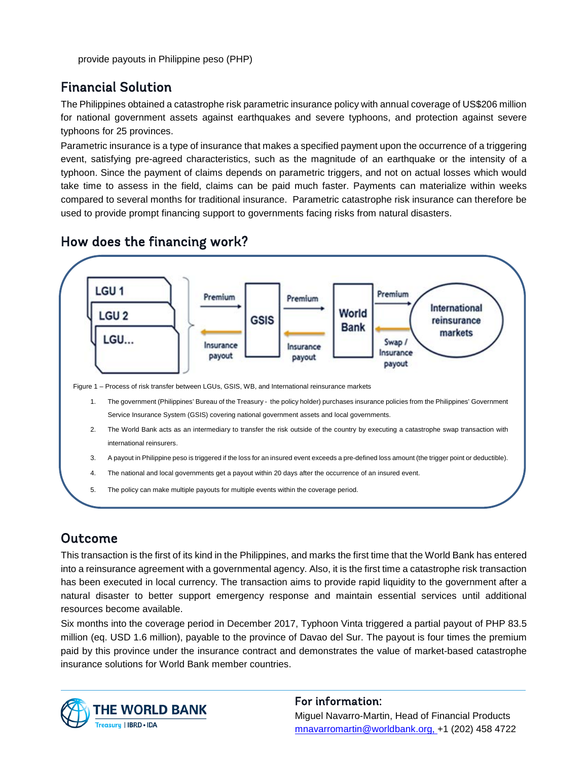provide payouts in Philippine peso (PHP)

## Financial Solution

The Philippines obtained a catastrophe risk parametric insurance policy with annual coverage of US$206 million for national government assets against earthquakes and severe typhoons, and protection against severe typhoons for 25 provinces.

Parametric insurance is a type of insurance that makes a specified payment upon the occurrence of a triggering event, satisfying pre-agreed characteristics, such as the magnitude of an earthquake or the intensity of a typhoon. Since the payment of claims depends on parametric triggers, and not on actual losses which would take time to assess in the field, claims can be paid much faster. Payments can materialize within weeks compared to several months for traditional insurance. Parametric catastrophe risk insurance can therefore be used to provide prompt financing support to governments facing risks from natural disasters.

## How does the financing work?

LGU 1, LGU 2, LGU... → Premium → GSIS → Premium → World Bank → Premium → International reinsurance markets

International reinsurance markets → Swap / Insurance payout → World Bank → Insurance payout → GSIS → Insurance payout → LGUs

Figure 1 – Process of risk transfer between LGUs, GSIS, WB, and International reinsurance markets

1. The government (Philippines' Bureau of the Treasury - the policy holder) purchases insurance policies from the Philippines' Government Service Insurance System (GSIS) covering national government assets and local governments.
2. The World Bank acts as an intermediary to transfer the risk outside of the country by executing a catastrophe swap transaction with international reinsurers.
3. A payout in Philippine peso is triggered if the loss for an insured event exceeds a pre-defined loss amount (the trigger point or deductible).
4. The national and local governments get a payout within 20 days after the occurrence of an insured event.
5. The policy can make multiple payouts for multiple events within the coverage period.

## Outcome

This transaction is the first of its kind in the Philippines, and marks the first time that the World Bank has entered into a reinsurance agreement with a governmental agency. Also, it is the first time a catastrophe risk transaction has been executed in local currency. The transaction aims to provide rapid liquidity to the government after a natural disaster to better support emergency response and maintain essential services until additional resources become available.

Six months into the coverage period in December 2017, Typhoon Vinta triggered a partial payout of PHP 83.5 million (eq. USD 1.6 million), payable to the province of Davao del Sur. The payout is four times the premium paid by this province under the insurance contract and demonstrates the value of market-based catastrophe insurance solutions for World Bank member countries.

THE WORLD BANK
Treasury | IBRD • IDA

### For information:

Miguel Navarro-Martin, Head of Financial Products
mnavarromartin@worldbank.org, +1 (202) 458 4722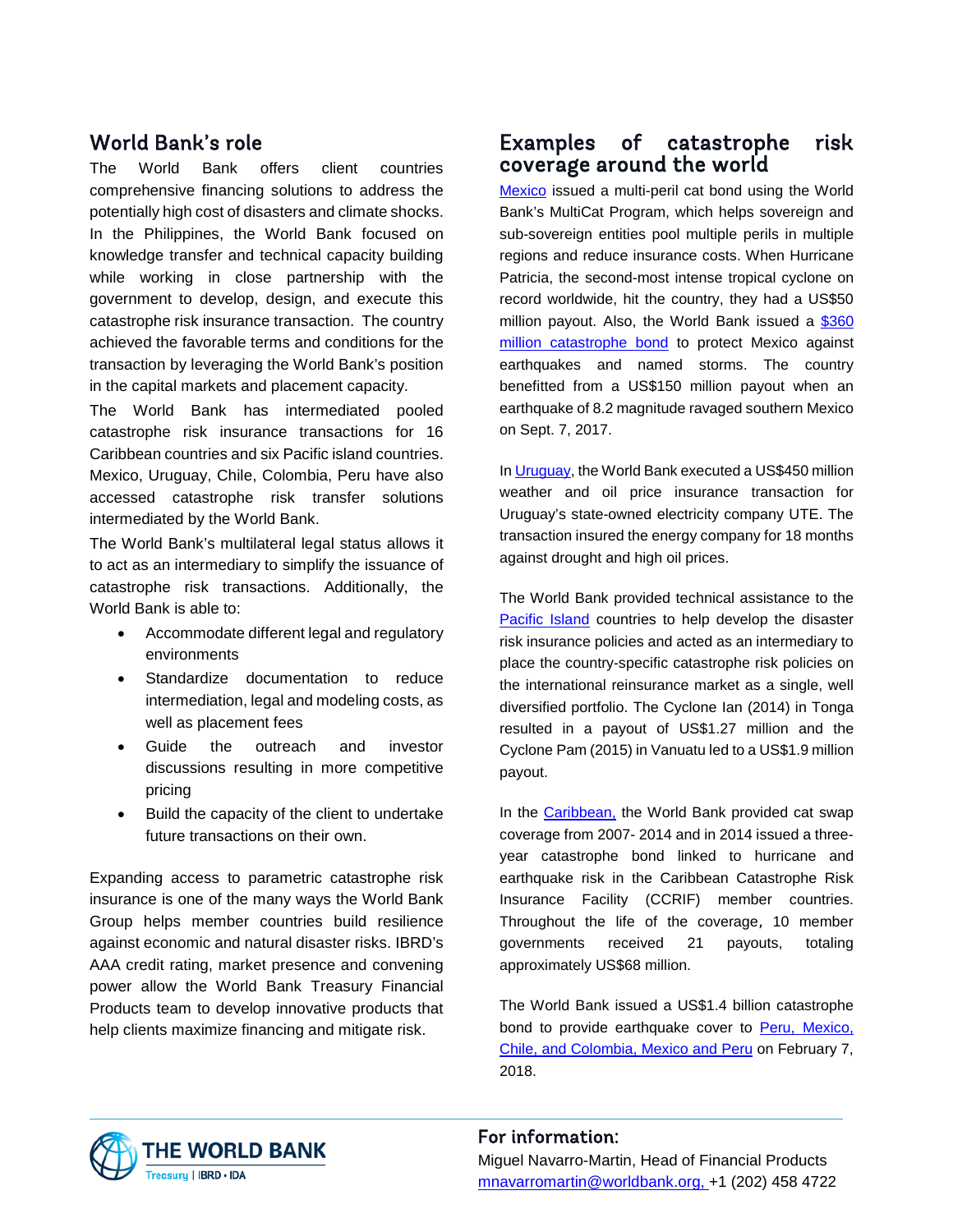## World Bank's role

The World Bank offers client countries comprehensive financing solutions to address the potentially high cost of disasters and climate shocks. In the Philippines, the World Bank focused on knowledge transfer and technical capacity building while working in close partnership with the government to develop, design, and execute this catastrophe risk insurance transaction. The country achieved the favorable terms and conditions for the transaction by leveraging the World Bank's position in the capital markets and placement capacity.

The World Bank has intermediated pooled catastrophe risk insurance transactions for 16 Caribbean countries and six Pacific island countries. Mexico, Uruguay, Chile, Colombia, Peru have also accessed catastrophe risk transfer solutions intermediated by the World Bank.

The World Bank's multilateral legal status allows it to act as an intermediary to simplify the issuance of catastrophe risk transactions. Additionally, the World Bank is able to:

- Accommodate different legal and regulatory environments
- Standardize documentation to reduce intermediation, legal and modeling costs, as well as placement fees
- Guide the outreach and investor discussions resulting in more competitive pricing
- Build the capacity of the client to undertake future transactions on their own.

Expanding access to parametric catastrophe risk insurance is one of the many ways the World Bank Group helps member countries build resilience against economic and natural disaster risks. IBRD's AAA credit rating, market presence and convening power allow the World Bank Treasury Financial Products team to develop innovative products that help clients maximize financing and mitigate risk.

## Examples of catastrophe risk coverage around the world

Mexico issued a multi-peril cat bond using the World Bank's MultiCat Program, which helps sovereign and sub-sovereign entities pool multiple perils in multiple regions and reduce insurance costs. When Hurricane Patricia, the second-most intense tropical cyclone on record worldwide, hit the country, they had a US$50 million payout. Also, the World Bank issued a $360 million catastrophe bond to protect Mexico against earthquakes and named storms. The country benefitted from a US$150 million payout when an earthquake of 8.2 magnitude ravaged southern Mexico on Sept. 7, 2017.

In Uruguay, the World Bank executed a US$450 million weather and oil price insurance transaction for Uruguay's state-owned electricity company UTE. The transaction insured the energy company for 18 months against drought and high oil prices.

The World Bank provided technical assistance to the Pacific Island countries to help develop the disaster risk insurance policies and acted as an intermediary to place the country-specific catastrophe risk policies on the international reinsurance market as a single, well diversified portfolio. The Cyclone Ian (2014) in Tonga resulted in a payout of US$1.27 million and the Cyclone Pam (2015) in Vanuatu led to a US$1.9 million payout.

In the Caribbean, the World Bank provided cat swap coverage from 2007- 2014 and in 2014 issued a three-year catastrophe bond linked to hurricane and earthquake risk in the Caribbean Catastrophe Risk Insurance Facility (CCRIF) member countries. Throughout the life of the coverage, 10 member governments received 21 payouts, totaling approximately US$68 million.

The World Bank issued a US$1.4 billion catastrophe bond to provide earthquake cover to Peru, Mexico, Chile, and Colombia, Mexico and Peru on February 7, 2018.

THE WORLD BANK
Treasury | IBRD • IDA

### For information:

Miguel Navarro-Martin, Head of Financial Products
mnavarromartin@worldbank.org, +1 (202) 458 4722